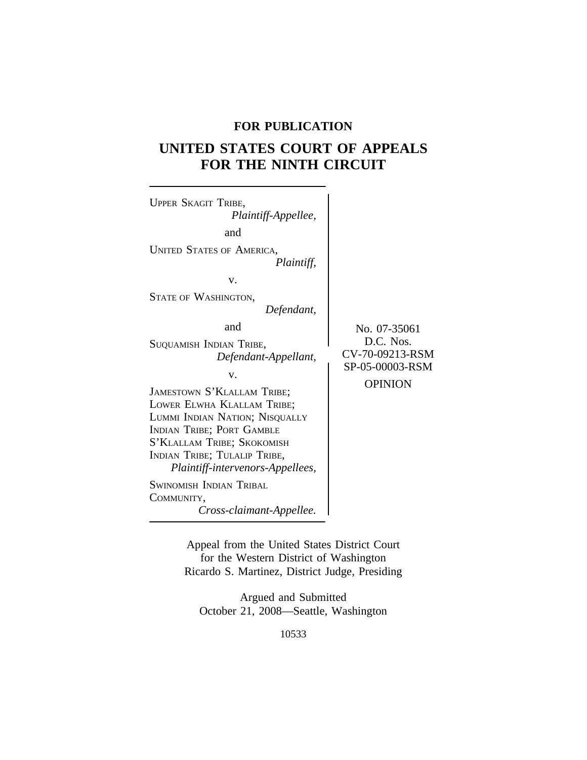**FOR PUBLICATION**

# UNITED STATES COURT OF APPEALS FOR THE NINTH CIRCUIT

UPPER SKAGIT TRIBE,
*Plaintiff-Appellee,*

and

UNITED STATES OF AMERICA,
*Plaintiff,*

v.

STATE OF WASHINGTON,
*Defendant,*

and

SUQUAMISH INDIAN TRIBE,
*Defendant-Appellant,*

v.

JAMESTOWN S'KLALLAM TRIBE; LOWER ELWHA KLALLAM TRIBE; LUMMI INDIAN NATION; NISQUALLY INDIAN TRIBE; PORT GAMBLE S'KLALLAM TRIBE; SKOKOMISH INDIAN TRIBE; TULALIP TRIBE,
*Plaintiff-intervenors-Appellees,*

SWINOMISH INDIAN TRIBAL COMMUNITY,
*Cross-claimant-Appellee.*

No. 07-35061
D.C. Nos.
CV-70-09213-RSM
SP-05-00003-RSM

OPINION

Appeal from the United States District Court for the Western District of Washington
Ricardo S. Martinez, District Judge, Presiding

Argued and Submitted
October 21, 2008—Seattle, Washington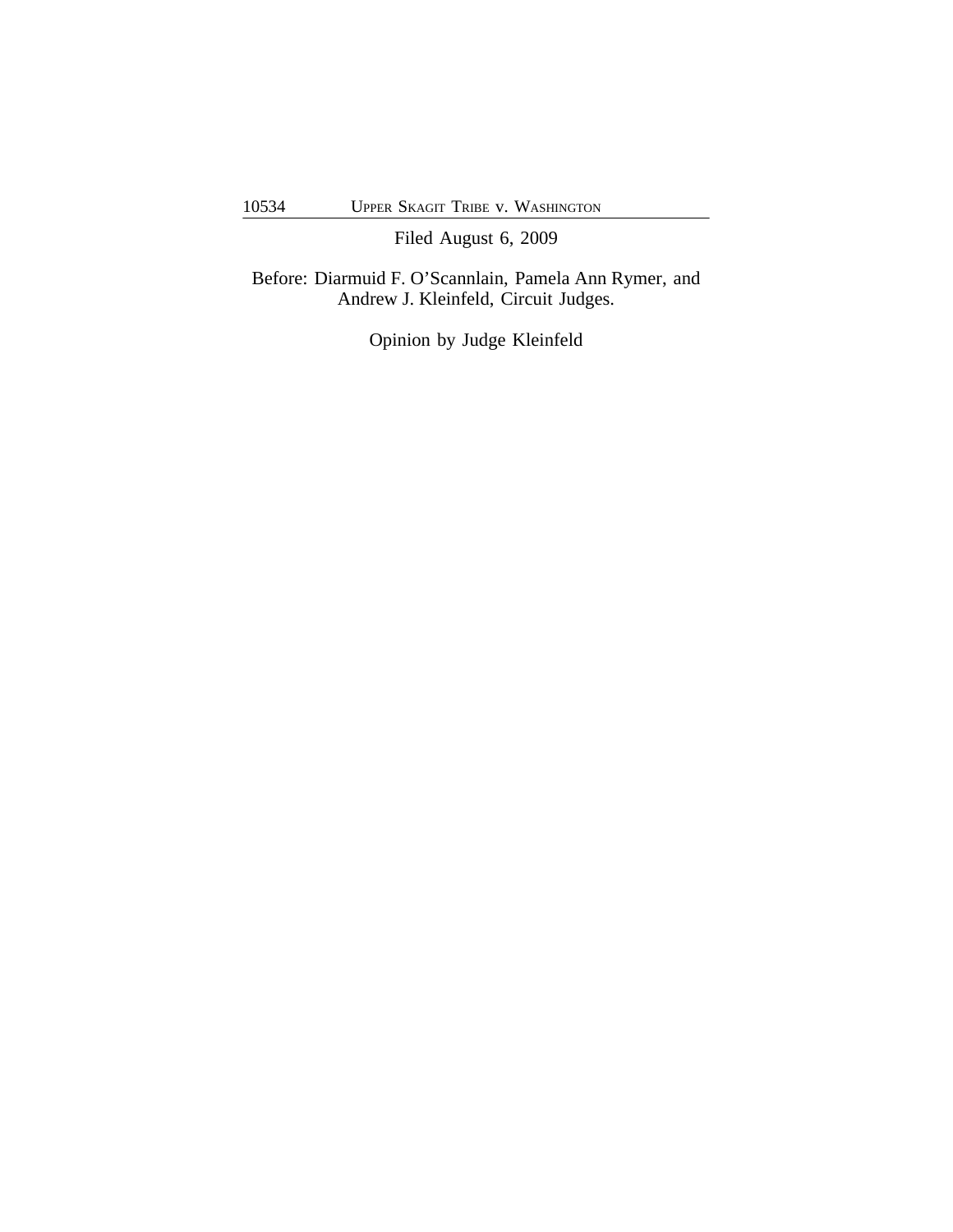Filed August 6, 2009

Before: Diarmuid F. O'Scannlain, Pamela Ann Rymer, and Andrew J. Kleinfeld, Circuit Judges.

Opinion by Judge Kleinfeld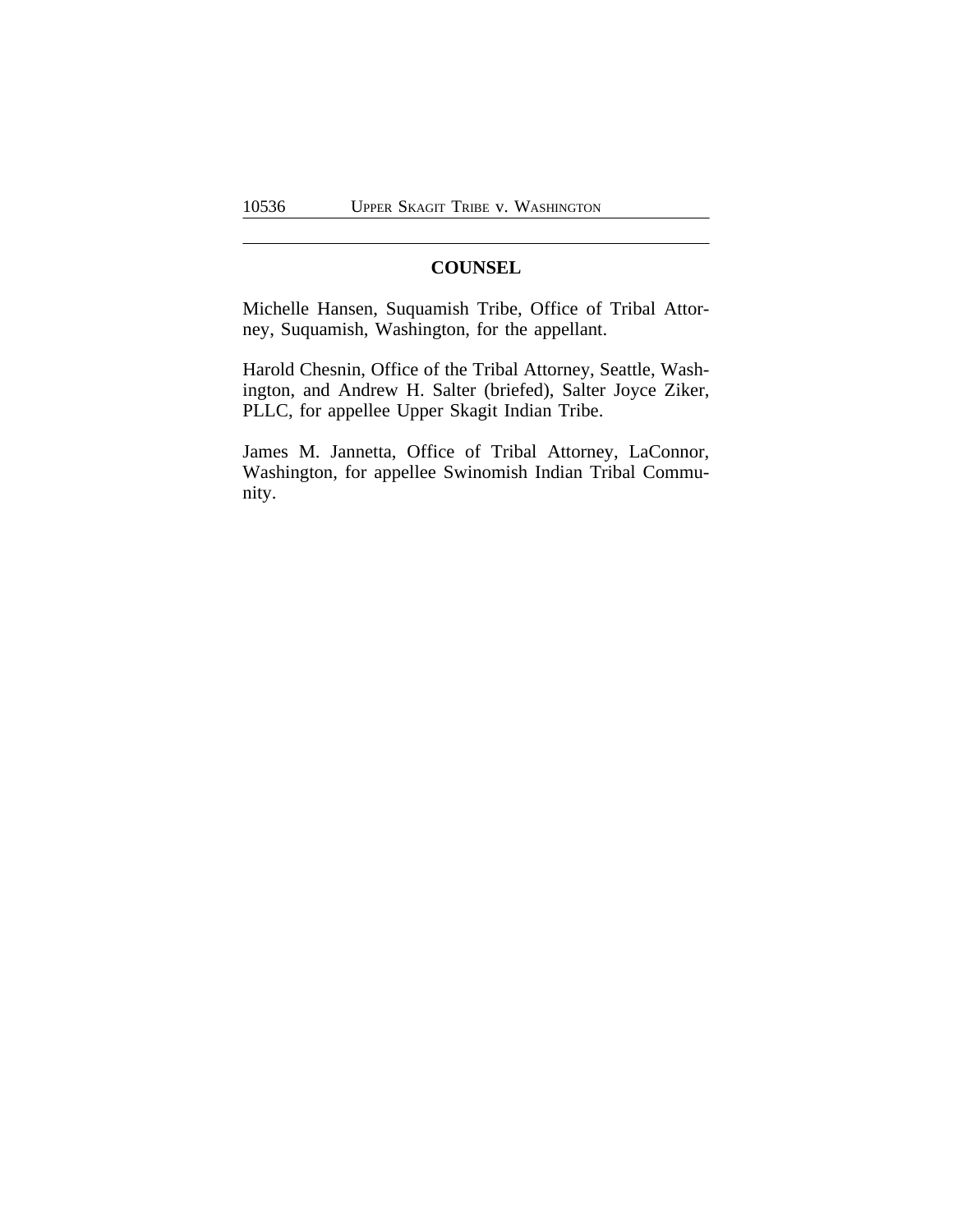## COUNSEL

Michelle Hansen, Suquamish Tribe, Office of Tribal Attorney, Suquamish, Washington, for the appellant.

Harold Chesnin, Office of the Tribal Attorney, Seattle, Washington, and Andrew H. Salter (briefed), Salter Joyce Ziker, PLLC, for appellee Upper Skagit Indian Tribe.

James M. Jannetta, Office of Tribal Attorney, LaConnor, Washington, for appellee Swinomish Indian Tribal Community.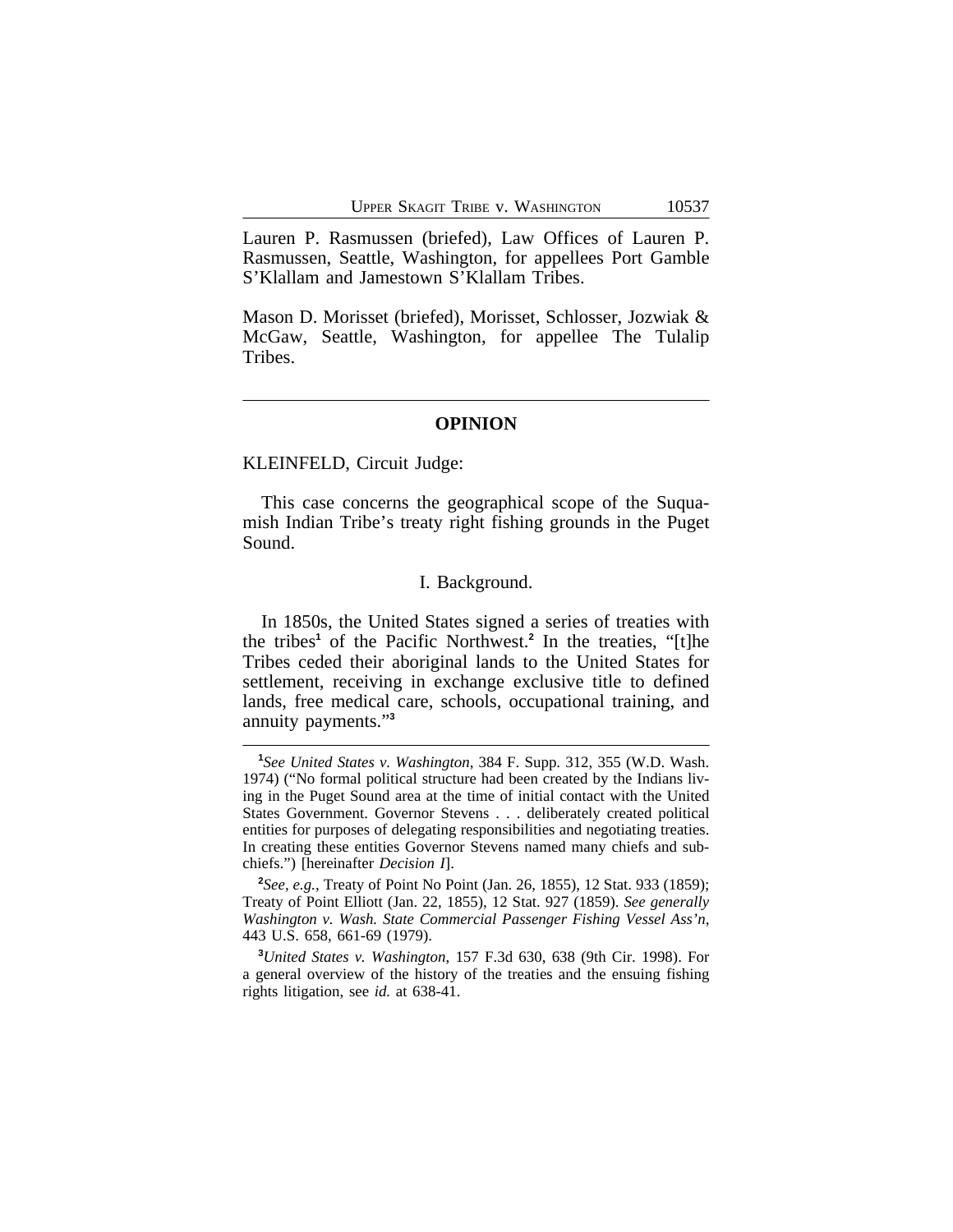Lauren P. Rasmussen (briefed), Law Offices of Lauren P. Rasmussen, Seattle, Washington, for appellees Port Gamble S'Klallam and Jamestown S'Klallam Tribes.

Mason D. Morisset (briefed), Morisset, Schlosser, Jozwiak & McGaw, Seattle, Washington, for appellee The Tulalip Tribes.

---

## OPINION

KLEINFELD, Circuit Judge:

This case concerns the geographical scope of the Suquamish Indian Tribe's treaty right fishing grounds in the Puget Sound.

### I. Background.

In 1850s, the United States signed a series of treaties with the tribes[1] of the Pacific Northwest.[2] In the treaties, "[t]he Tribes ceded their aboriginal lands to the United States for settlement, receiving in exchange exclusive title to defined lands, free medical care, schools, occupational training, and annuity payments."[3]

---

[1]*See United States v. Washington*, 384 F. Supp. 312, 355 (W.D. Wash. 1974) ("No formal political structure had been created by the Indians living in the Puget Sound area at the time of initial contact with the United States Government. Governor Stevens . . . deliberately created political entities for purposes of delegating responsibilities and negotiating treaties. In creating these entities Governor Stevens named many chiefs and subchiefs.") [hereinafter *Decision I*].

[2]*See, e.g.*, Treaty of Point No Point (Jan. 26, 1855), 12 Stat. 933 (1859); Treaty of Point Elliott (Jan. 22, 1855), 12 Stat. 927 (1859). *See generally Washington v. Wash. State Commercial Passenger Fishing Vessel Ass'n*, 443 U.S. 658, 661-69 (1979).

[3]*United States v. Washington*, 157 F.3d 630, 638 (9th Cir. 1998). For a general overview of the history of the treaties and the ensuing fishing rights litigation, see *id.* at 638-41.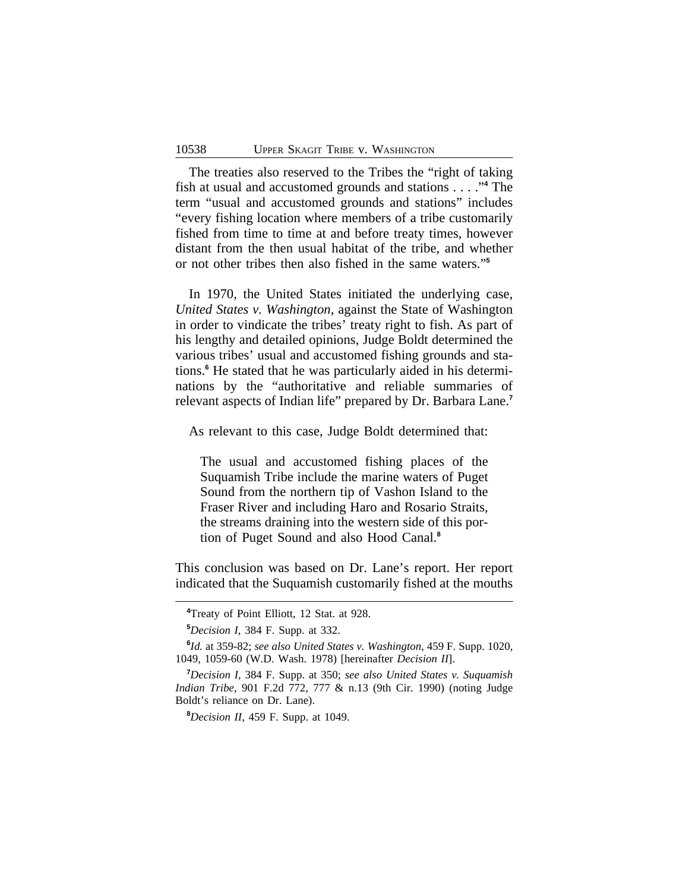The treaties also reserved to the Tribes the "right of taking fish at usual and accustomed grounds and stations . . . ."[4] The term "usual and accustomed grounds and stations" includes "every fishing location where members of a tribe customarily fished from time to time at and before treaty times, however distant from the then usual habitat of the tribe, and whether or not other tribes then also fished in the same waters."[5]

In 1970, the United States initiated the underlying case, *United States v. Washington*, against the State of Washington in order to vindicate the tribes' treaty right to fish. As part of his lengthy and detailed opinions, Judge Boldt determined the various tribes' usual and accustomed fishing grounds and stations.[6] He stated that he was particularly aided in his determinations by the "authoritative and reliable summaries of relevant aspects of Indian life" prepared by Dr. Barbara Lane.[7]

As relevant to this case, Judge Boldt determined that:

> The usual and accustomed fishing places of the Suquamish Tribe include the marine waters of Puget Sound from the northern tip of Vashon Island to the Fraser River and including Haro and Rosario Straits, the streams draining into the western side of this portion of Puget Sound and also Hood Canal.[8]

This conclusion was based on Dr. Lane's report. Her report indicated that the Suquamish customarily fished at the mouths

---

[4] Treaty of Point Elliott, 12 Stat. at 928.

[5] *Decision I*, 384 F. Supp. at 332.

[6] *Id.* at 359-82; *see also United States v. Washington*, 459 F. Supp. 1020, 1049, 1059-60 (W.D. Wash. 1978) [hereinafter *Decision II*].

[7] *Decision I*, 384 F. Supp. at 350; *see also United States v. Suquamish Indian Tribe*, 901 F.2d 772, 777 & n.13 (9th Cir. 1990) (noting Judge Boldt's reliance on Dr. Lane).

[8] *Decision II*, 459 F. Supp. at 1049.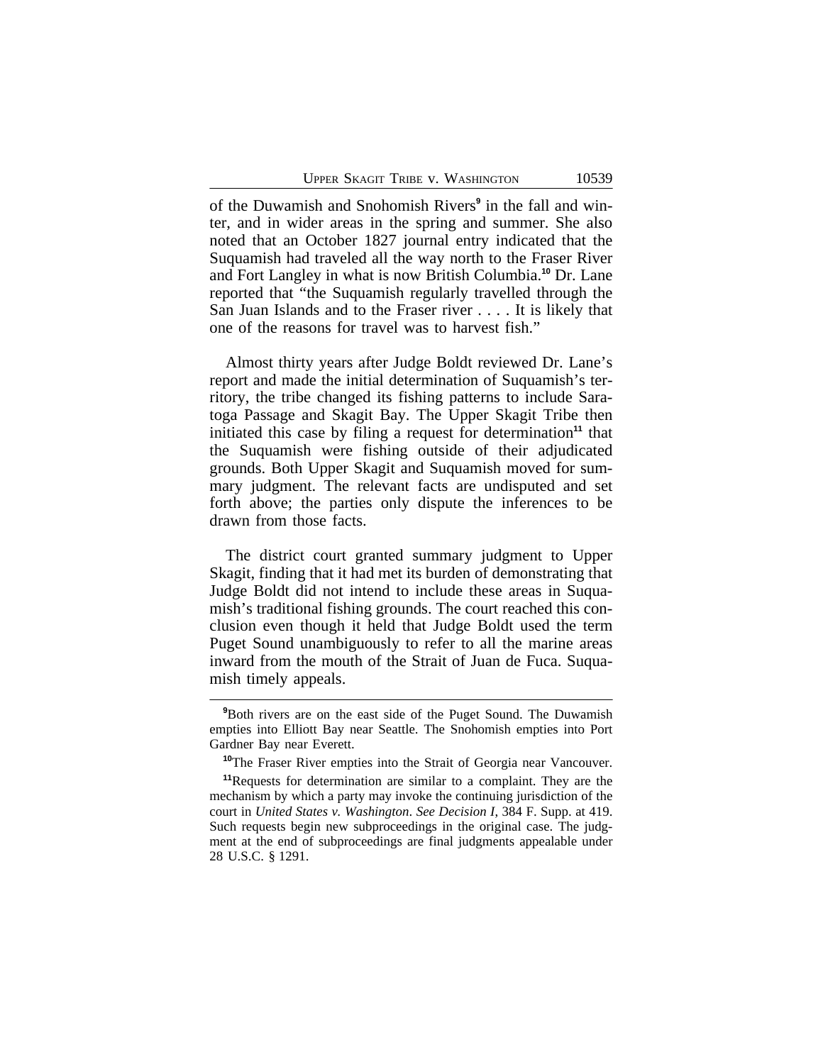of the Duwamish and Snohomish Rivers[9] in the fall and winter, and in wider areas in the spring and summer. She also noted that an October 1827 journal entry indicated that the Suquamish had traveled all the way north to the Fraser River and Fort Langley in what is now British Columbia.[10] Dr. Lane reported that "the Suquamish regularly travelled through the San Juan Islands and to the Fraser river . . . . It is likely that one of the reasons for travel was to harvest fish."

Almost thirty years after Judge Boldt reviewed Dr. Lane's report and made the initial determination of Suquamish's territory, the tribe changed its fishing patterns to include Saratoga Passage and Skagit Bay. The Upper Skagit Tribe then initiated this case by filing a request for determination[11] that the Suquamish were fishing outside of their adjudicated grounds. Both Upper Skagit and Suquamish moved for summary judgment. The relevant facts are undisputed and set forth above; the parties only dispute the inferences to be drawn from those facts.

The district court granted summary judgment to Upper Skagit, finding that it had met its burden of demonstrating that Judge Boldt did not intend to include these areas in Suquamish's traditional fishing grounds. The court reached this conclusion even though it held that Judge Boldt used the term Puget Sound unambiguously to refer to all the marine areas inward from the mouth of the Strait of Juan de Fuca. Suquamish timely appeals.

---

[9] Both rivers are on the east side of the Puget Sound. The Duwamish empties into Elliott Bay near Seattle. The Snohomish empties into Port Gardner Bay near Everett.

[10] The Fraser River empties into the Strait of Georgia near Vancouver.

[11] Requests for determination are similar to a complaint. They are the mechanism by which a party may invoke the continuing jurisdiction of the court in *United States v. Washington*. *See Decision I*, 384 F. Supp. at 419. Such requests begin new subproceedings in the original case. The judgment at the end of subproceedings are final judgments appealable under 28 U.S.C. § 1291.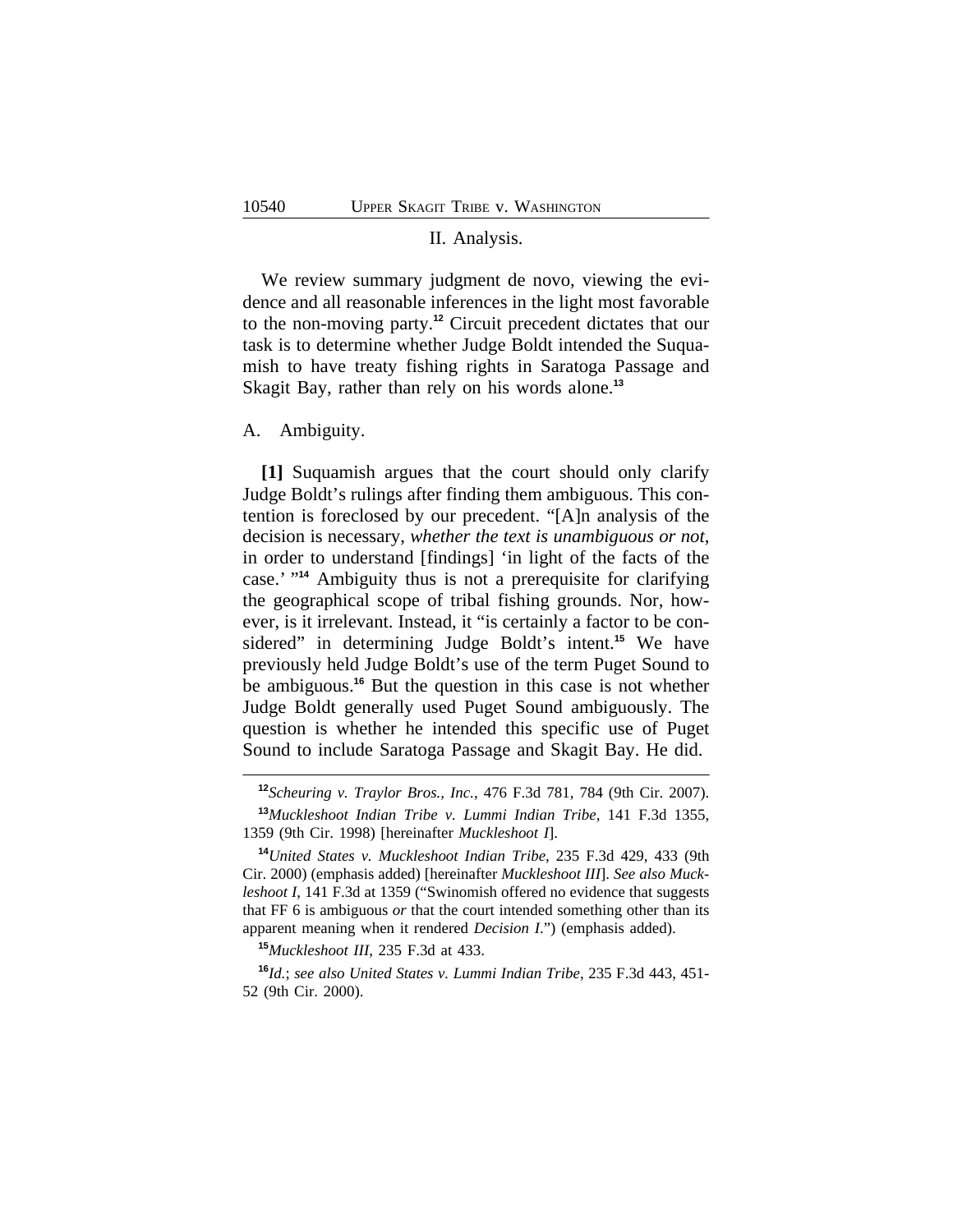## II. Analysis.

We review summary judgment de novo, viewing the evidence and all reasonable inferences in the light most favorable to the non-moving party.[12] Circuit precedent dictates that our task is to determine whether Judge Boldt intended the Suquamish to have treaty fishing rights in Saratoga Passage and Skagit Bay, rather than rely on his words alone.[13]

### A. Ambiguity.

**[1]** Suquamish argues that the court should only clarify Judge Boldt's rulings after finding them ambiguous. This contention is foreclosed by our precedent. "[A]n analysis of the decision is necessary, *whether the text is unambiguous or not*, in order to understand [findings] 'in light of the facts of the case.' "[14] Ambiguity thus is not a prerequisite for clarifying the geographical scope of tribal fishing grounds. Nor, however, is it irrelevant. Instead, it "is certainly a factor to be considered" in determining Judge Boldt's intent.[15] We have previously held Judge Boldt's use of the term Puget Sound to be ambiguous.[16] But the question in this case is not whether Judge Boldt generally used Puget Sound ambiguously. The question is whether he intended this specific use of Puget Sound to include Saratoga Passage and Skagit Bay. He did.

---

[12] *Scheuring v. Traylor Bros., Inc.*, 476 F.3d 781, 784 (9th Cir. 2007).

[13] *Muckleshoot Indian Tribe v. Lummi Indian Tribe*, 141 F.3d 1355, 1359 (9th Cir. 1998) [hereinafter *Muckleshoot I*].

[14] *United States v. Muckleshoot Indian Tribe*, 235 F.3d 429, 433 (9th Cir. 2000) (emphasis added) [hereinafter *Muckleshoot III*]. *See also Muckleshoot I*, 141 F.3d at 1359 ("Swinomish offered no evidence that suggests that FF 6 is ambiguous *or* that the court intended something other than its apparent meaning when it rendered *Decision I*.") (emphasis added).

[15] *Muckleshoot III*, 235 F.3d at 433.

[16] *Id.*; *see also United States v. Lummi Indian Tribe*, 235 F.3d 443, 451-52 (9th Cir. 2000).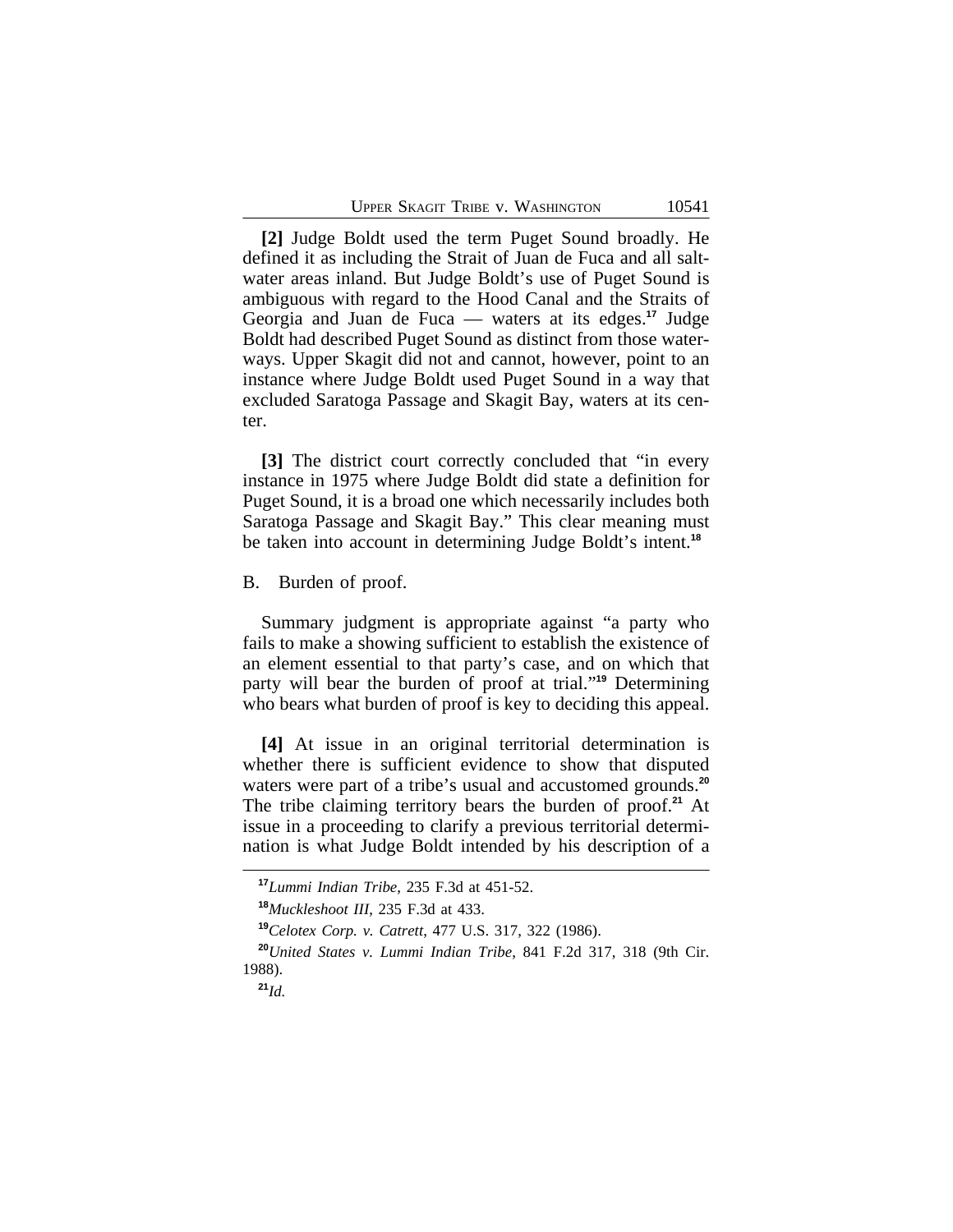**[2]** Judge Boldt used the term Puget Sound broadly. He defined it as including the Strait of Juan de Fuca and all salt-water areas inland. But Judge Boldt's use of Puget Sound is ambiguous with regard to the Hood Canal and the Straits of Georgia and Juan de Fuca — waters at its edges.[17] Judge Boldt had described Puget Sound as distinct from those waterways. Upper Skagit did not and cannot, however, point to an instance where Judge Boldt used Puget Sound in a way that excluded Saratoga Passage and Skagit Bay, waters at its center.

**[3]** The district court correctly concluded that "in every instance in 1975 where Judge Boldt did state a definition for Puget Sound, it is a broad one which necessarily includes both Saratoga Passage and Skagit Bay." This clear meaning must be taken into account in determining Judge Boldt's intent.[18]

B. Burden of proof.

Summary judgment is appropriate against "a party who fails to make a showing sufficient to establish the existence of an element essential to that party's case, and on which that party will bear the burden of proof at trial."[19] Determining who bears what burden of proof is key to deciding this appeal.

**[4]** At issue in an original territorial determination is whether there is sufficient evidence to show that disputed waters were part of a tribe's usual and accustomed grounds.[20] The tribe claiming territory bears the burden of proof.[21] At issue in a proceeding to clarify a previous territorial determination is what Judge Boldt intended by his description of a

---

[17] *Lummi Indian Tribe*, 235 F.3d at 451-52.

[18] *Muckleshoot III*, 235 F.3d at 433.

[19] *Celotex Corp. v. Catrett*, 477 U.S. 317, 322 (1986).

[20] *United States v. Lummi Indian Tribe*, 841 F.2d 317, 318 (9th Cir. 1988).

[21] *Id.*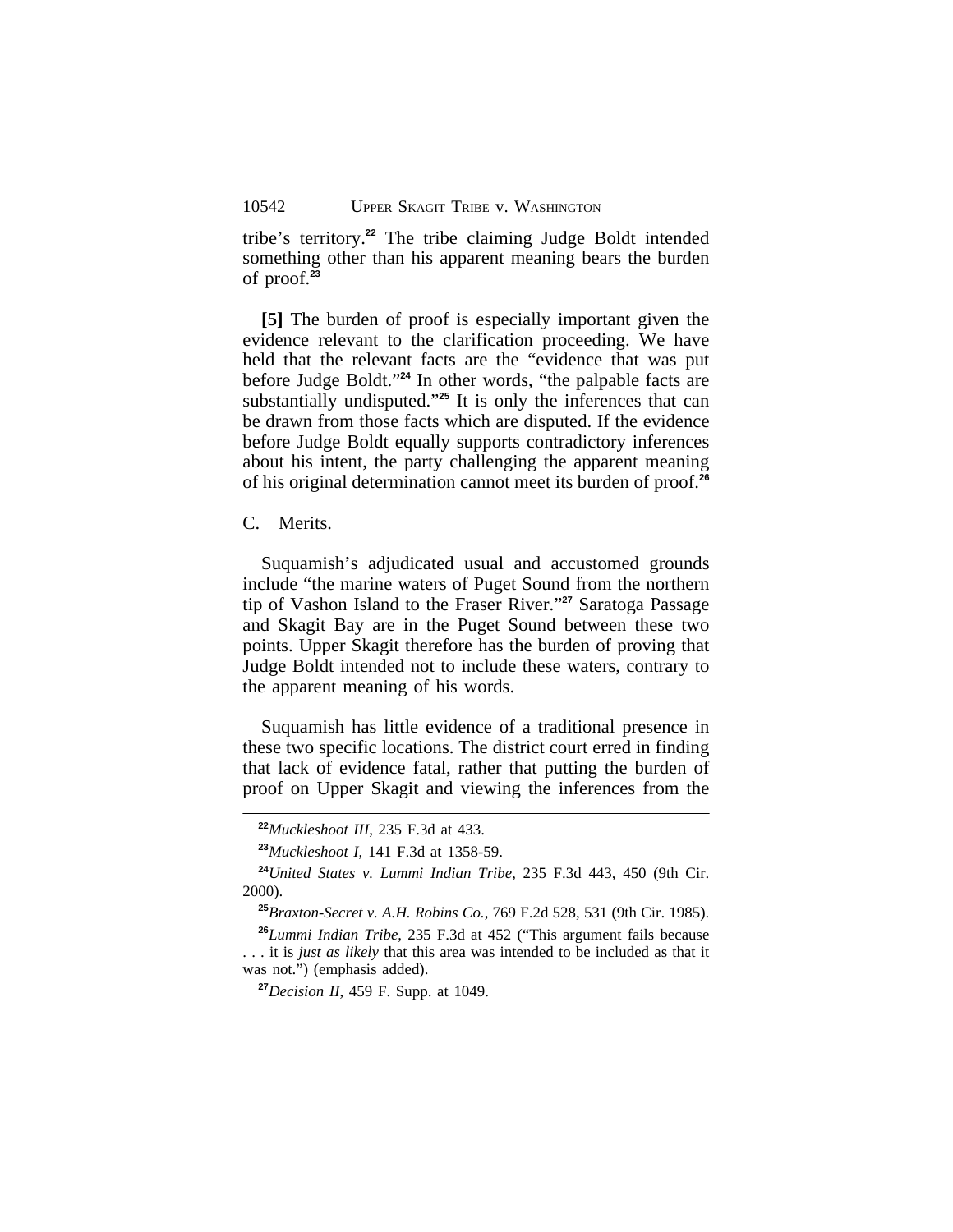tribe's territory.[22] The tribe claiming Judge Boldt intended something other than his apparent meaning bears the burden of proof.[23]

**[5]** The burden of proof is especially important given the evidence relevant to the clarification proceeding. We have held that the relevant facts are the "evidence that was put before Judge Boldt."[24] In other words, "the palpable facts are substantially undisputed."[25] It is only the inferences that can be drawn from those facts which are disputed. If the evidence before Judge Boldt equally supports contradictory inferences about his intent, the party challenging the apparent meaning of his original determination cannot meet its burden of proof.[26]

C. Merits.

Suquamish's adjudicated usual and accustomed grounds include "the marine waters of Puget Sound from the northern tip of Vashon Island to the Fraser River."[27] Saratoga Passage and Skagit Bay are in the Puget Sound between these two points. Upper Skagit therefore has the burden of proving that Judge Boldt intended not to include these waters, contrary to the apparent meaning of his words.

Suquamish has little evidence of a traditional presence in these two specific locations. The district court erred in finding that lack of evidence fatal, rather that putting the burden of proof on Upper Skagit and viewing the inferences from the

---

[22] *Muckleshoot III*, 235 F.3d at 433.

[23] *Muckleshoot I*, 141 F.3d at 1358-59.

[24] *United States v. Lummi Indian Tribe*, 235 F.3d 443, 450 (9th Cir. 2000).

[25] *Braxton-Secret v. A.H. Robins Co.*, 769 F.2d 528, 531 (9th Cir. 1985).

[26] *Lummi Indian Tribe*, 235 F.3d at 452 ("This argument fails because . . . it is *just as likely* that this area was intended to be included as that it was not.") (emphasis added).

[27] *Decision II*, 459 F. Supp. at 1049.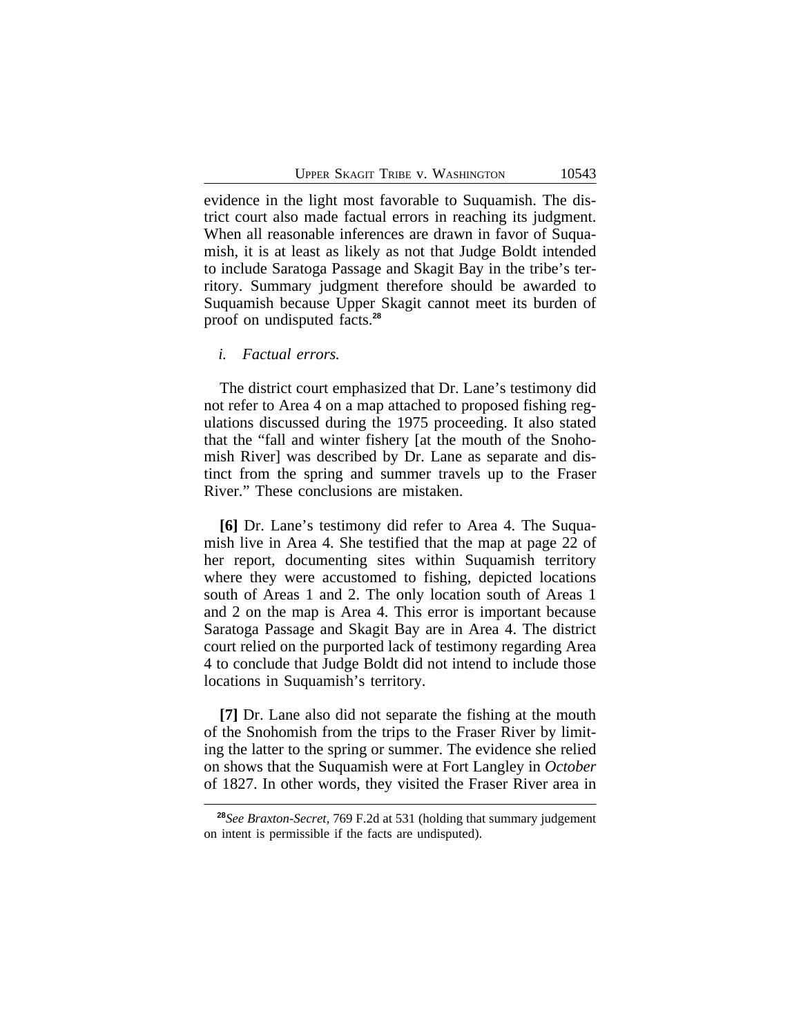evidence in the light most favorable to Suquamish. The district court also made factual errors in reaching its judgment. When all reasonable inferences are drawn in favor of Suquamish, it is at least as likely as not that Judge Boldt intended to include Saratoga Passage and Skagit Bay in the tribe's territory. Summary judgment therefore should be awarded to Suquamish because Upper Skagit cannot meet its burden of proof on undisputed facts.[28]

*i. Factual errors.*

The district court emphasized that Dr. Lane's testimony did not refer to Area 4 on a map attached to proposed fishing regulations discussed during the 1975 proceeding. It also stated that the "fall and winter fishery [at the mouth of the Snohomish River] was described by Dr. Lane as separate and distinct from the spring and summer travels up to the Fraser River." These conclusions are mistaken.

**[6]** Dr. Lane's testimony did refer to Area 4. The Suquamish live in Area 4. She testified that the map at page 22 of her report, documenting sites within Suquamish territory where they were accustomed to fishing, depicted locations south of Areas 1 and 2. The only location south of Areas 1 and 2 on the map is Area 4. This error is important because Saratoga Passage and Skagit Bay are in Area 4. The district court relied on the purported lack of testimony regarding Area 4 to conclude that Judge Boldt did not intend to include those locations in Suquamish's territory.

**[7]** Dr. Lane also did not separate the fishing at the mouth of the Snohomish from the trips to the Fraser River by limiting the latter to the spring or summer. The evidence she relied on shows that the Suquamish were at Fort Langley in *October* of 1827. In other words, they visited the Fraser River area in

---

[28] *See Braxton-Secret*, 769 F.2d at 531 (holding that summary judgement on intent is permissible if the facts are undisputed).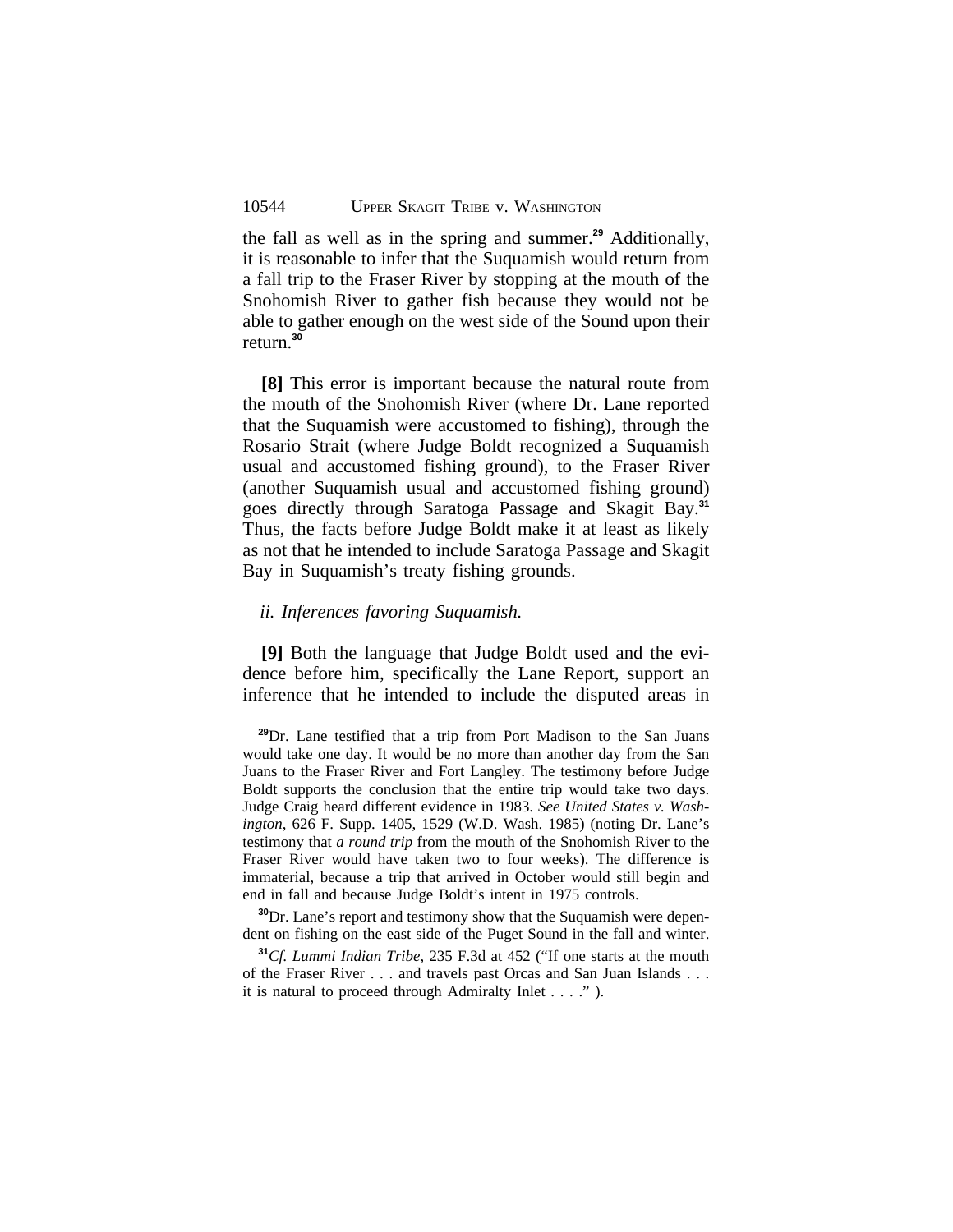the fall as well as in the spring and summer.[29] Additionally, it is reasonable to infer that the Suquamish would return from a fall trip to the Fraser River by stopping at the mouth of the Snohomish River to gather fish because they would not be able to gather enough on the west side of the Sound upon their return.[30]

**[8]** This error is important because the natural route from the mouth of the Snohomish River (where Dr. Lane reported that the Suquamish were accustomed to fishing), through the Rosario Strait (where Judge Boldt recognized a Suquamish usual and accustomed fishing ground), to the Fraser River (another Suquamish usual and accustomed fishing ground) goes directly through Saratoga Passage and Skagit Bay.[31] Thus, the facts before Judge Boldt make it at least as likely as not that he intended to include Saratoga Passage and Skagit Bay in Suquamish's treaty fishing grounds.

*ii. Inferences favoring Suquamish.*

**[9]** Both the language that Judge Boldt used and the evidence before him, specifically the Lane Report, support an inference that he intended to include the disputed areas in

---

[29]Dr. Lane testified that a trip from Port Madison to the San Juans would take one day. It would be no more than another day from the San Juans to the Fraser River and Fort Langley. The testimony before Judge Boldt supports the conclusion that the entire trip would take two days. Judge Craig heard different evidence in 1983. *See United States v. Washington*, 626 F. Supp. 1405, 1529 (W.D. Wash. 1985) (noting Dr. Lane's testimony that *a round trip* from the mouth of the Snohomish River to the Fraser River would have taken two to four weeks). The difference is immaterial, because a trip that arrived in October would still begin and end in fall and because Judge Boldt's intent in 1975 controls.

[30]Dr. Lane's report and testimony show that the Suquamish were dependent on fishing on the east side of the Puget Sound in the fall and winter.

[31]*Cf. Lummi Indian Tribe*, 235 F.3d at 452 ("If one starts at the mouth of the Fraser River . . . and travels past Orcas and San Juan Islands . . . it is natural to proceed through Admiralty Inlet . . . ." ).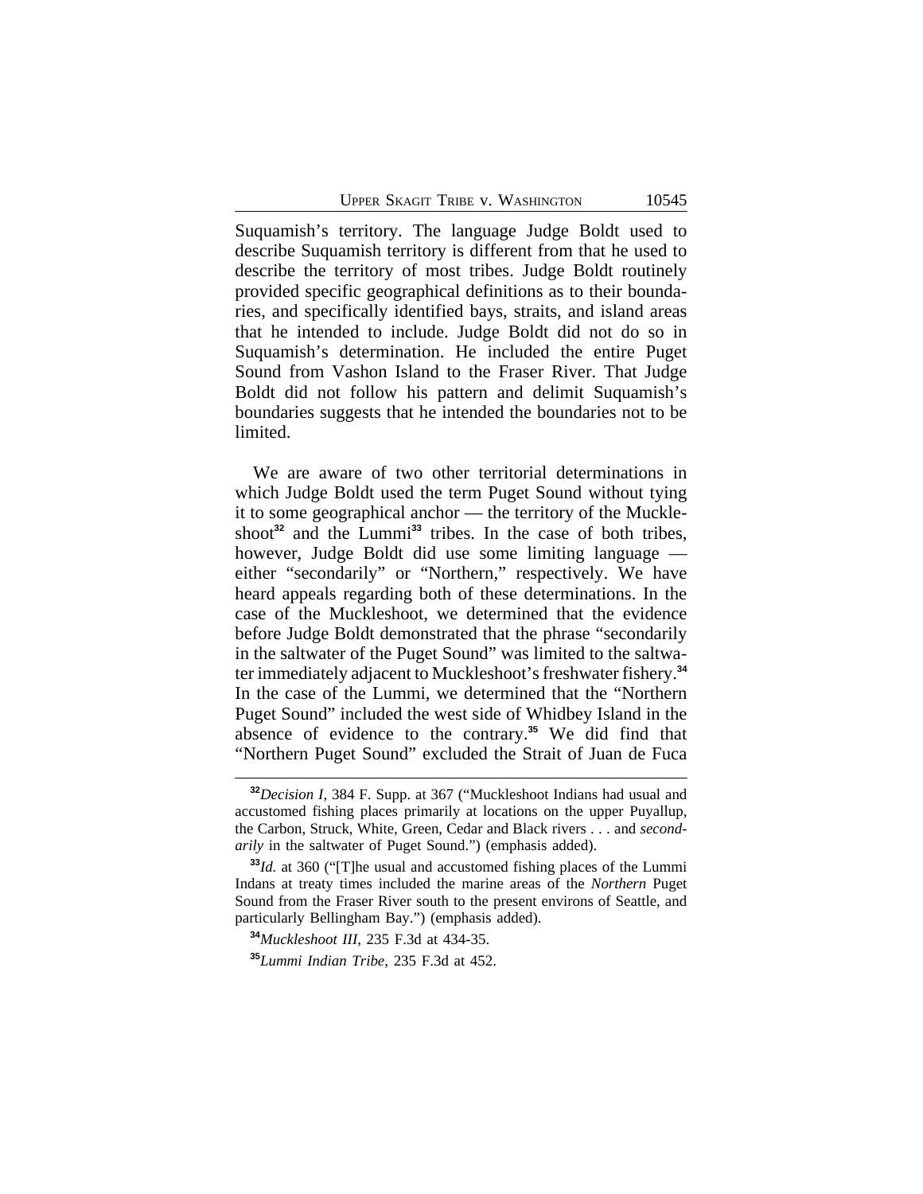Suquamish's territory. The language Judge Boldt used to describe Suquamish territory is different from that he used to describe the territory of most tribes. Judge Boldt routinely provided specific geographical definitions as to their boundaries, and specifically identified bays, straits, and island areas that he intended to include. Judge Boldt did not do so in Suquamish's determination. He included the entire Puget Sound from Vashon Island to the Fraser River. That Judge Boldt did not follow his pattern and delimit Suquamish's boundaries suggests that he intended the boundaries not to be limited.

We are aware of two other territorial determinations in which Judge Boldt used the term Puget Sound without tying it to some geographical anchor — the territory of the Muckleshoot[32] and the Lummi[33] tribes. In the case of both tribes, however, Judge Boldt did use some limiting language — either "secondarily" or "Northern," respectively. We have heard appeals regarding both of these determinations. In the case of the Muckleshoot, we determined that the evidence before Judge Boldt demonstrated that the phrase "secondarily in the saltwater of the Puget Sound" was limited to the saltwater immediately adjacent to Muckleshoot's freshwater fishery.[34] In the case of the Lummi, we determined that the "Northern Puget Sound" included the west side of Whidbey Island in the absence of evidence to the contrary.[35] We did find that "Northern Puget Sound" excluded the Strait of Juan de Fuca

---

[32]*Decision I*, 384 F. Supp. at 367 ("Muckleshoot Indians had usual and accustomed fishing places primarily at locations on the upper Puyallup, the Carbon, Struck, White, Green, Cedar and Black rivers . . . and *secondarily* in the saltwater of Puget Sound.") (emphasis added).

[33]*Id.* at 360 ("[T]he usual and accustomed fishing places of the Lummi Indans at treaty times included the marine areas of the *Northern* Puget Sound from the Fraser River south to the present environs of Seattle, and particularly Bellingham Bay.") (emphasis added).

[34]*Muckleshoot III*, 235 F.3d at 434-35.

[35]*Lummi Indian Tribe*, 235 F.3d at 452.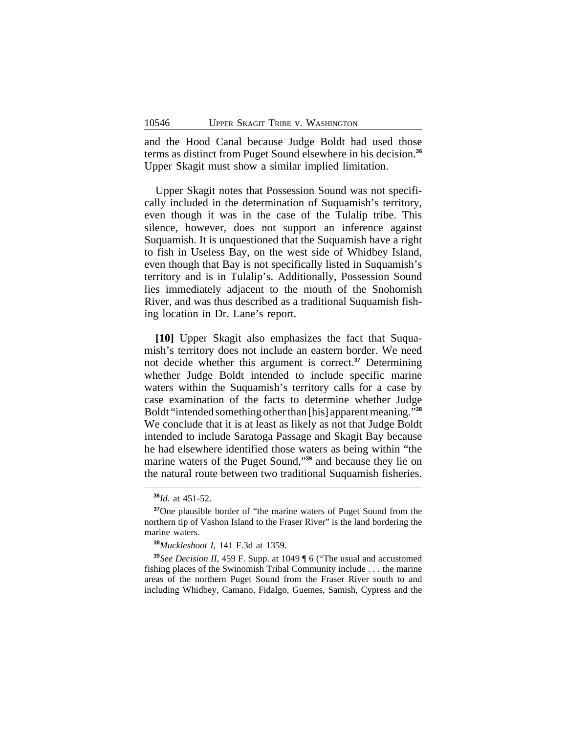and the Hood Canal because Judge Boldt had used those terms as distinct from Puget Sound elsewhere in his decision.[36] Upper Skagit must show a similar implied limitation.

Upper Skagit notes that Possession Sound was not specifically included in the determination of Suquamish's territory, even though it was in the case of the Tulalip tribe. This silence, however, does not support an inference against Suquamish. It is unquestioned that the Suquamish have a right to fish in Useless Bay, on the west side of Whidbey Island, even though that Bay is not specifically listed in Suquamish's territory and is in Tulalip's. Additionally, Possession Sound lies immediately adjacent to the mouth of the Snohomish River, and was thus described as a traditional Suquamish fishing location in Dr. Lane's report.

**[10]** Upper Skagit also emphasizes the fact that Suquamish's territory does not include an eastern border. We need not decide whether this argument is correct.[37] Determining whether Judge Boldt intended to include specific marine waters within the Suquamish's territory calls for a case by case examination of the facts to determine whether Judge Boldt "intended something other than [his] apparent meaning."[38] We conclude that it is at least as likely as not that Judge Boldt intended to include Saratoga Passage and Skagit Bay because he had elsewhere identified those waters as being within "the marine waters of the Puget Sound,"[39] and because they lie on the natural route between two traditional Suquamish fisheries.

---

[36]*Id.* at 451-52.

[37]One plausible border of "the marine waters of Puget Sound from the northern tip of Vashon Island to the Fraser River" is the land bordering the marine waters.

[38]*Muckleshoot I*, 141 F.3d at 1359.

[39]*See Decision II*, 459 F. Supp. at 1049 ¶ 6 ("The usual and accustomed fishing places of the Swinomish Tribal Community include . . . the marine areas of the northern Puget Sound from the Fraser River south to and including Whidbey, Camano, Fidalgo, Guemes, Samish, Cypress and the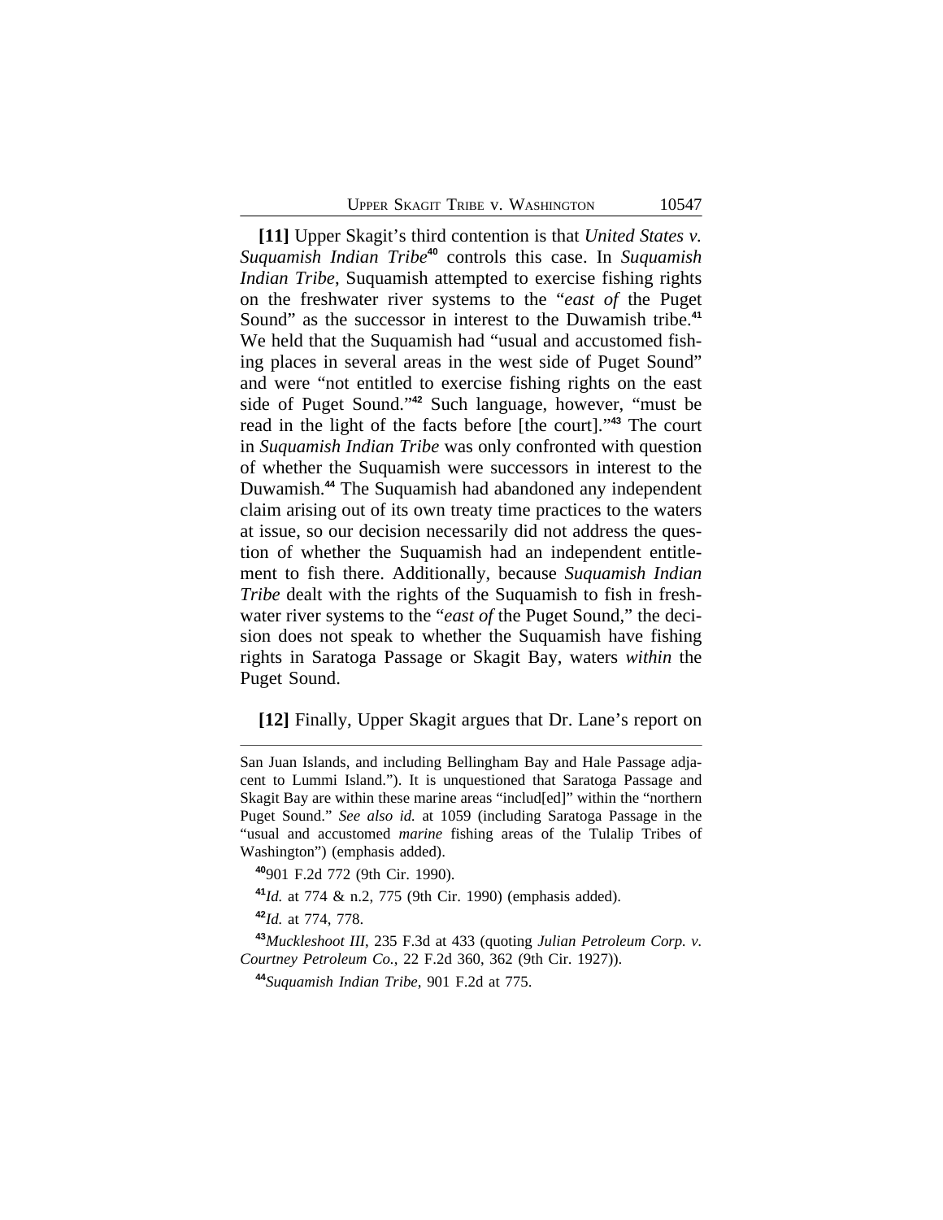**[11]** Upper Skagit's third contention is that *United States v. Suquamish Indian Tribe*[40] controls this case. In *Suquamish Indian Tribe*, Suquamish attempted to exercise fishing rights on the freshwater river systems to the "*east of* the Puget Sound" as the successor in interest to the Duwamish tribe.[41] We held that the Suquamish had "usual and accustomed fishing places in several areas in the west side of Puget Sound" and were "not entitled to exercise fishing rights on the east side of Puget Sound."[42] Such language, however, "must be read in the light of the facts before [the court]."[43] The court in *Suquamish Indian Tribe* was only confronted with question of whether the Suquamish were successors in interest to the Duwamish.[44] The Suquamish had abandoned any independent claim arising out of its own treaty time practices to the waters at issue, so our decision necessarily did not address the question of whether the Suquamish had an independent entitlement to fish there. Additionally, because *Suquamish Indian Tribe* dealt with the rights of the Suquamish to fish in freshwater river systems to the "*east of* the Puget Sound," the decision does not speak to whether the Suquamish have fishing rights in Saratoga Passage or Skagit Bay, waters *within* the Puget Sound.

**[12]** Finally, Upper Skagit argues that Dr. Lane's report on

---

San Juan Islands, and including Bellingham Bay and Hale Passage adjacent to Lummi Island."). It is unquestioned that Saratoga Passage and Skagit Bay are within these marine areas "includ[ed]" within the "northern Puget Sound." *See also id.* at 1059 (including Saratoga Passage in the "usual and accustomed *marine* fishing areas of the Tulalip Tribes of Washington") (emphasis added).

[40] 901 F.2d 772 (9th Cir. 1990).

[41] *Id.* at 774 & n.2, 775 (9th Cir. 1990) (emphasis added).

[42] *Id.* at 774, 778.

[43] *Muckleshoot III*, 235 F.3d at 433 (quoting *Julian Petroleum Corp. v. Courtney Petroleum Co.*, 22 F.2d 360, 362 (9th Cir. 1927)).

[44] *Suquamish Indian Tribe*, 901 F.2d at 775.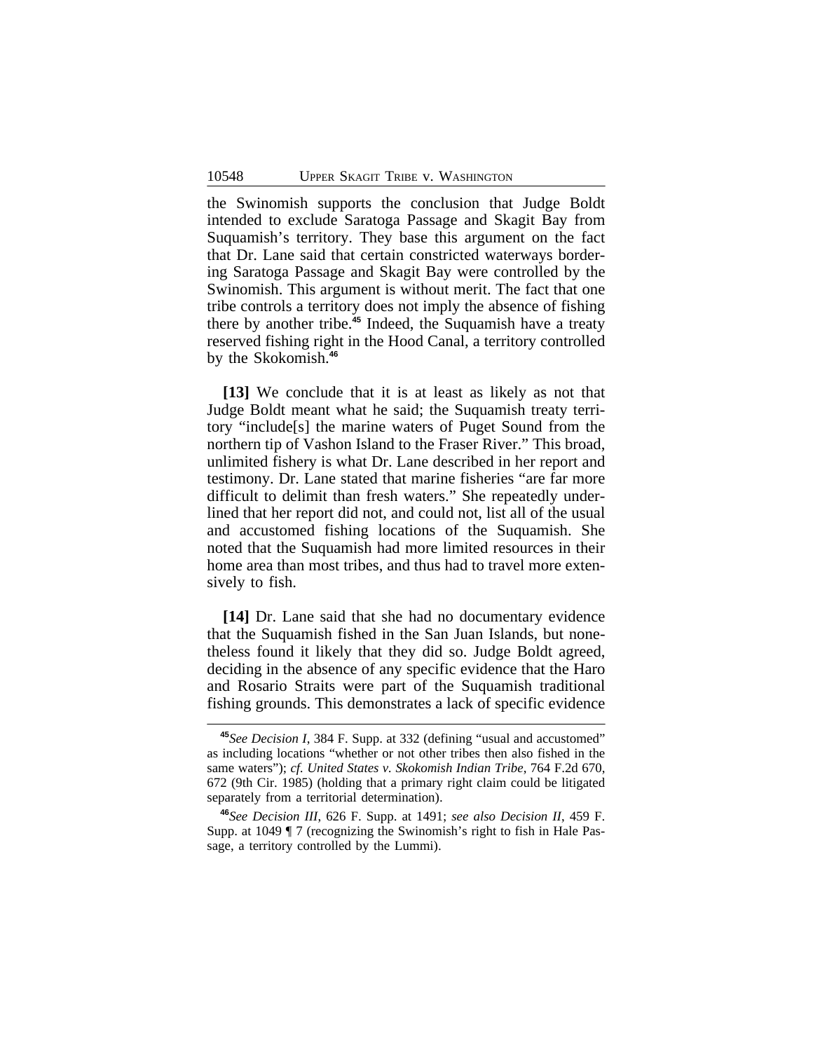the Swinomish supports the conclusion that Judge Boldt intended to exclude Saratoga Passage and Skagit Bay from Suquamish's territory. They base this argument on the fact that Dr. Lane said that certain constricted waterways bordering Saratoga Passage and Skagit Bay were controlled by the Swinomish. This argument is without merit. The fact that one tribe controls a territory does not imply the absence of fishing there by another tribe.[45] Indeed, the Suquamish have a treaty reserved fishing right in the Hood Canal, a territory controlled by the Skokomish.[46]

**[13]** We conclude that it is at least as likely as not that Judge Boldt meant what he said; the Suquamish treaty territory "include[s] the marine waters of Puget Sound from the northern tip of Vashon Island to the Fraser River." This broad, unlimited fishery is what Dr. Lane described in her report and testimony. Dr. Lane stated that marine fisheries "are far more difficult to delimit than fresh waters." She repeatedly underlined that her report did not, and could not, list all of the usual and accustomed fishing locations of the Suquamish. She noted that the Suquamish had more limited resources in their home area than most tribes, and thus had to travel more extensively to fish.

**[14]** Dr. Lane said that she had no documentary evidence that the Suquamish fished in the San Juan Islands, but nonetheless found it likely that they did so. Judge Boldt agreed, deciding in the absence of any specific evidence that the Haro and Rosario Straits were part of the Suquamish traditional fishing grounds. This demonstrates a lack of specific evidence

---

[45] *See Decision I*, 384 F. Supp. at 332 (defining "usual and accustomed" as including locations "whether or not other tribes then also fished in the same waters"); *cf. United States v. Skokomish Indian Tribe*, 764 F.2d 670, 672 (9th Cir. 1985) (holding that a primary right claim could be litigated separately from a territorial determination).

[46] *See Decision III*, 626 F. Supp. at 1491; *see also Decision II*, 459 F. Supp. at 1049 ¶ 7 (recognizing the Swinomish's right to fish in Hale Passage, a territory controlled by the Lummi).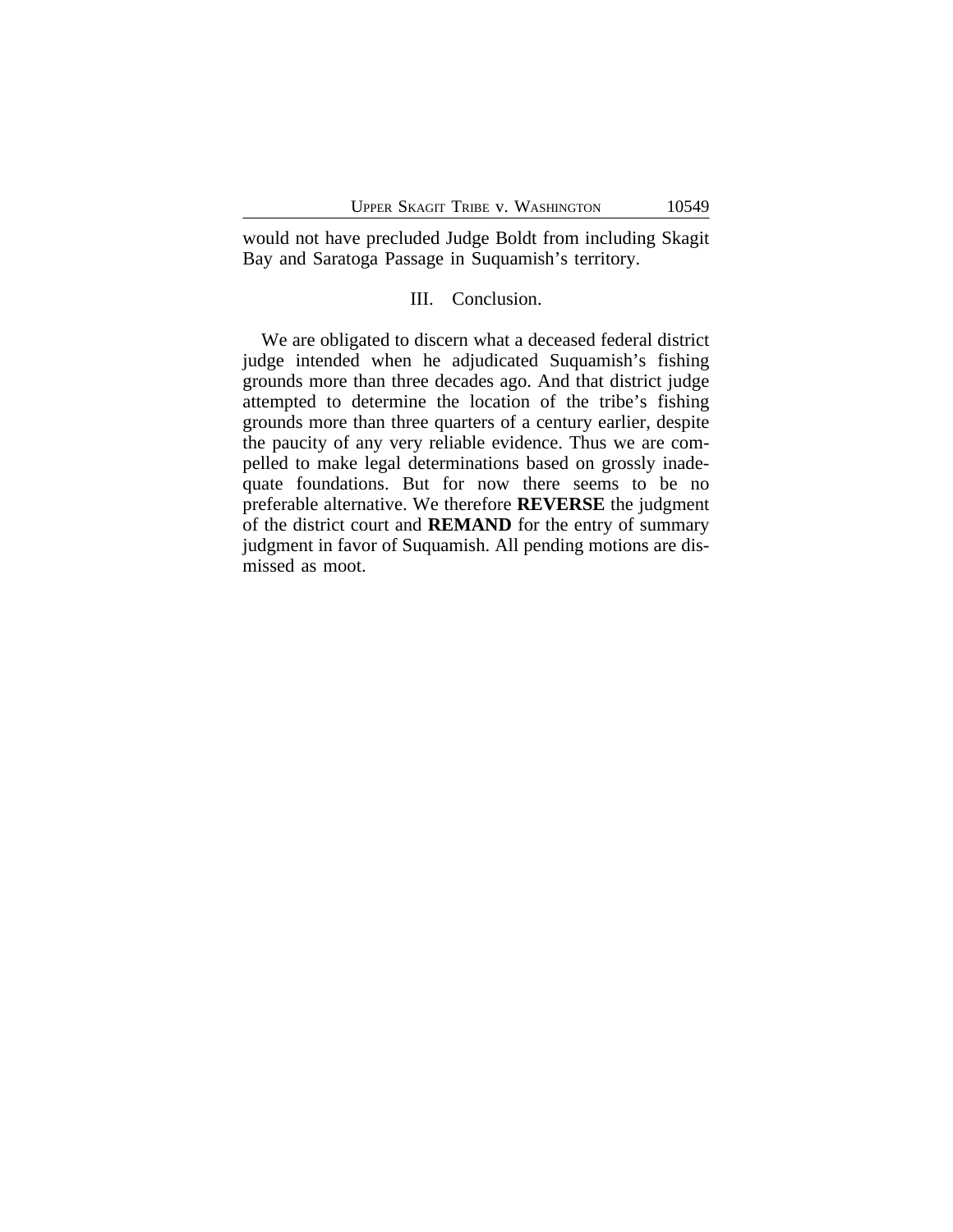would not have precluded Judge Boldt from including Skagit Bay and Saratoga Passage in Suquamish's territory.

## III. Conclusion.

We are obligated to discern what a deceased federal district judge intended when he adjudicated Suquamish's fishing grounds more than three decades ago. And that district judge attempted to determine the location of the tribe's fishing grounds more than three quarters of a century earlier, despite the paucity of any very reliable evidence. Thus we are compelled to make legal determinations based on grossly inadequate foundations. But for now there seems to be no preferable alternative. We therefore **REVERSE** the judgment of the district court and **REMAND** for the entry of summary judgment in favor of Suquamish. All pending motions are dismissed as moot.